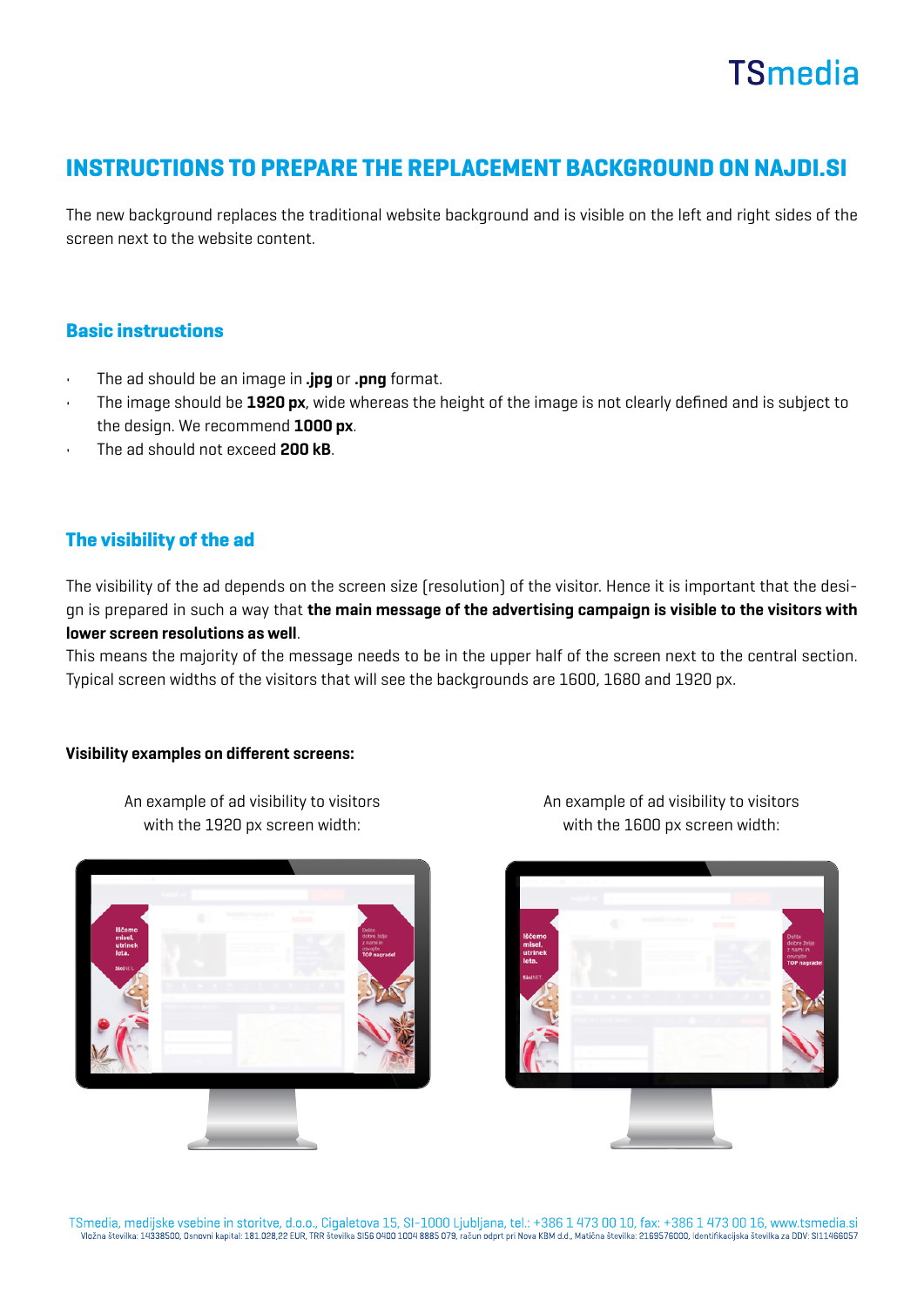# INSTRUCTIONS TO PREPARE THE REPLACEMENT BACKGROUND ON NAJDI.SI

The new background replaces the traditional website background and is visible on the left and right sides of the screen next to the website content.

## Basic instructions

- The ad should be an image in **.jpg** or **.png** format.
- The image should be **1920 px**, wide whereas the height of the image is not clearly defined and is subject to the design. We recommend **1000 px**.
- The ad should not exceed **200 kB**.

## The visibility of the ad

The visibility of the ad depends on the screen size (resolution) of the visitor. Hence it is important that the design is prepared in such a way that **the main message of the advertising campaign is visible to the visitors with lower screen resolutions as well**.

This means the majority of the message needs to be in the upper half of the screen next to the central section. Typical screen widths of the visitors that will see the backgrounds are 1600, 1680 and 1920 px.

**Visibility examples on different screens:**

An example of ad visibility to visitors with the 1920 px screen width:

An example of ad visibility to visitors with the 1600 px screen width:

TSmedia, medijske vsebine in storitve, d.o.o., Cigaletova 15, SI-1000 Ljubljana, tel.: +386 1 473 00 10, fax: +386 1 473 00 16, www.tsmedia.si
Vložna številka: 14338500, Osnovni kapital: 181.028,22 EUR, TRR številka SI56 0400 1004 8885 079, račun odprt pri Nova KBM d.d., Matična številka: 2169576000, Identifikacijska številka za DDV: SI11466057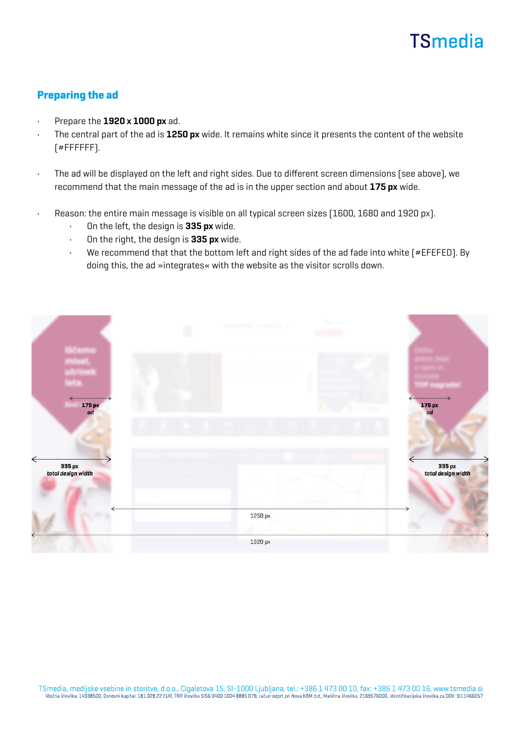## Preparing the ad

- Prepare the **1920 x 1000 px** ad.
- The central part of the ad is **1250 px** wide. It remains white since it presents the content of the website (#FFFFFF).

- The ad will be displayed on the left and right sides. Due to different screen dimensions (see above), we recommend that the main message of the ad is in the upper section and about **175 px** wide.

- Reason: the entire main message is visible on all typical screen sizes (1600, 1680 and 1920 px).
  - On the left, the design is **335 px** wide.
  - On the right, the design is **335 px** wide.
  - We recommend that that the bottom left and right sides of the ad fade into white (#EFEFED). By doing this, the ad »integrates« with the website as the visitor scrolls down.

175 px
*ad*

175 px
*ad*

335 px
*total design width*

335 px
*total design width*

1250 px

1920 px

TSmedia, medijske vsebine in storitve, d.o.o., Cigaletova 15, SI-1000 Ljubljana, tel.: +386 1 473 00 10, fax: +386 1 473 00 16, www.tsmedia.si
Vložna številka: 14338500, Osnovni kapital: 181.028,22 EUR, TRR številka SI56 0400 1004 8885 079, račun odprt pri Nova KBM d.d., Matična številka: 2169576000, Identifikacijska številka za DDV: SI11466057